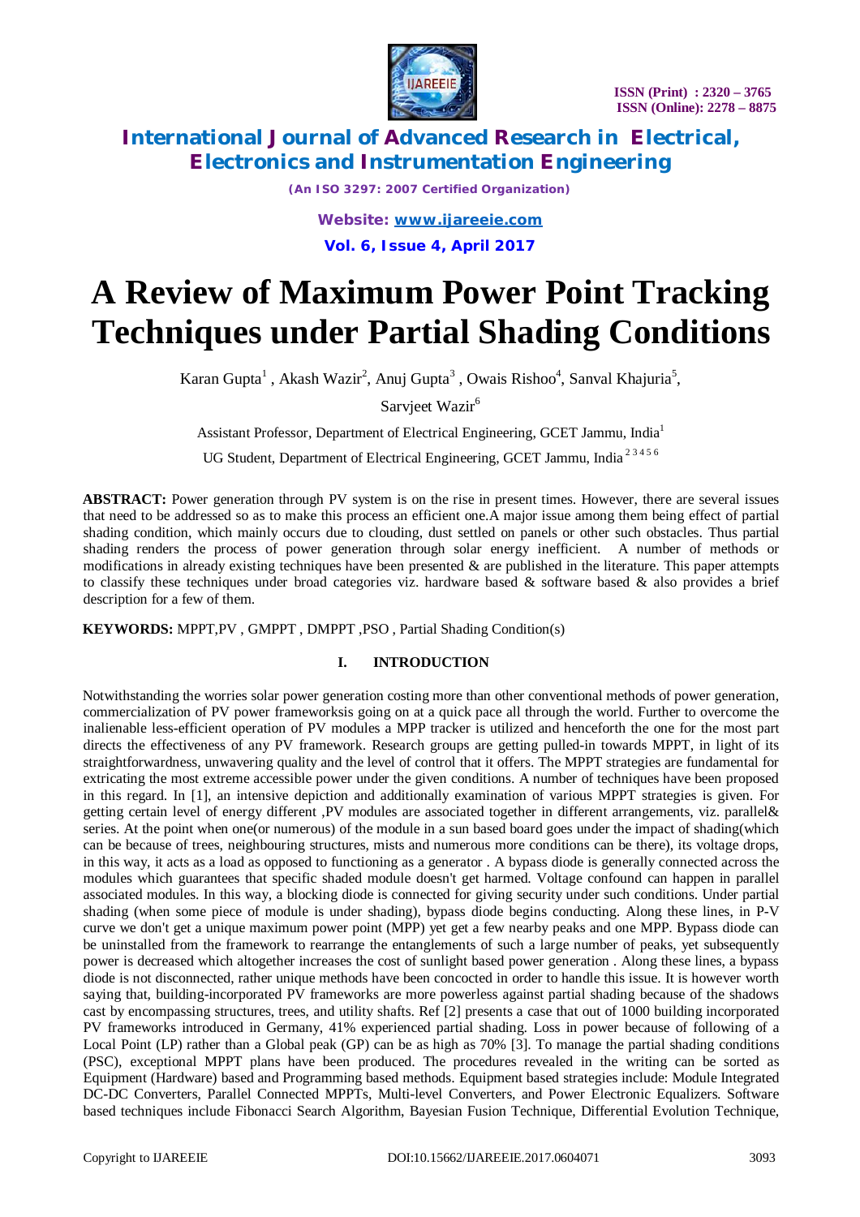# A Review of Maximum Power Point Tracking Techniques under Partial Shading Conditions

Karan Gupta[1] , Akash Wazir[2], Anuj Gupta[3] , Owais Rishoo[4], Sanval Khajuria[5],

Sarvjeet Wazir[6]

Assistant Professor, Department of Electrical Engineering, GCET Jammu, India[1]

UG Student, Department of Electrical Engineering, GCET Jammu, India [2 3 4 5 6]

**ABSTRACT:** Power generation through PV system is on the rise in present times. However, there are several issues that need to be addressed so as to make this process an efficient one.A major issue among them being effect of partial shading condition, which mainly occurs due to clouding, dust settled on panels or other such obstacles. Thus partial shading renders the process of power generation through solar energy inefficient. A number of methods or modifications in already existing techniques have been presented & are published in the literature. This paper attempts to classify these techniques under broad categories viz. hardware based & software based & also provides a brief description for a few of them.

**KEYWORDS:** MPPT,PV , GMPPT , DMPPT ,PSO , Partial Shading Condition(s)

## I. INTRODUCTION

Notwithstanding the worries solar power generation costing more than other conventional methods of power generation, commercialization of PV power frameworksis going on at a quick pace all through the world. Further to overcome the inalienable less-efficient operation of PV modules a MPP tracker is utilized and henceforth the one for the most part directs the effectiveness of any PV framework. Research groups are getting pulled-in towards MPPT, in light of its straightforwardness, unwavering quality and the level of control that it offers. The MPPT strategies are fundamental for extricating the most extreme accessible power under the given conditions. A number of techniques have been proposed in this regard. In [1], an intensive depiction and additionally examination of various MPPT strategies is given. For getting certain level of energy different ,PV modules are associated together in different arrangements, viz. parallel& series. At the point when one(or numerous) of the module in a sun based board goes under the impact of shading(which can be because of trees, neighbouring structures, mists and numerous more conditions can be there), its voltage drops, in this way, it acts as a load as opposed to functioning as a generator . A bypass diode is generally connected across the modules which guarantees that specific shaded module doesn't get harmed. Voltage confound can happen in parallel associated modules. In this way, a blocking diode is connected for giving security under such conditions. Under partial shading (when some piece of module is under shading), bypass diode begins conducting. Along these lines, in P-V curve we don't get a unique maximum power point (MPP) yet get a few nearby peaks and one MPP. Bypass diode can be uninstalled from the framework to rearrange the entanglements of such a large number of peaks, yet subsequently power is decreased which altogether increases the cost of sunlight based power generation . Along these lines, a bypass diode is not disconnected, rather unique methods have been concocted in order to handle this issue. It is however worth saying that, building-incorporated PV frameworks are more powerless against partial shading because of the shadows cast by encompassing structures, trees, and utility shafts. Ref [2] presents a case that out of 1000 building incorporated PV frameworks introduced in Germany, 41% experienced partial shading. Loss in power because of following of a Local Point (LP) rather than a Global peak (GP) can be as high as 70% [3]. To manage the partial shading conditions (PSC), exceptional MPPT plans have been produced. The procedures revealed in the writing can be sorted as Equipment (Hardware) based and Programming based methods. Equipment based strategies include: Module Integrated DC-DC Converters, Parallel Connected MPPTs, Multi-level Converters, and Power Electronic Equalizers. Software based techniques include Fibonacci Search Algorithm, Bayesian Fusion Technique, Differential Evolution Technique,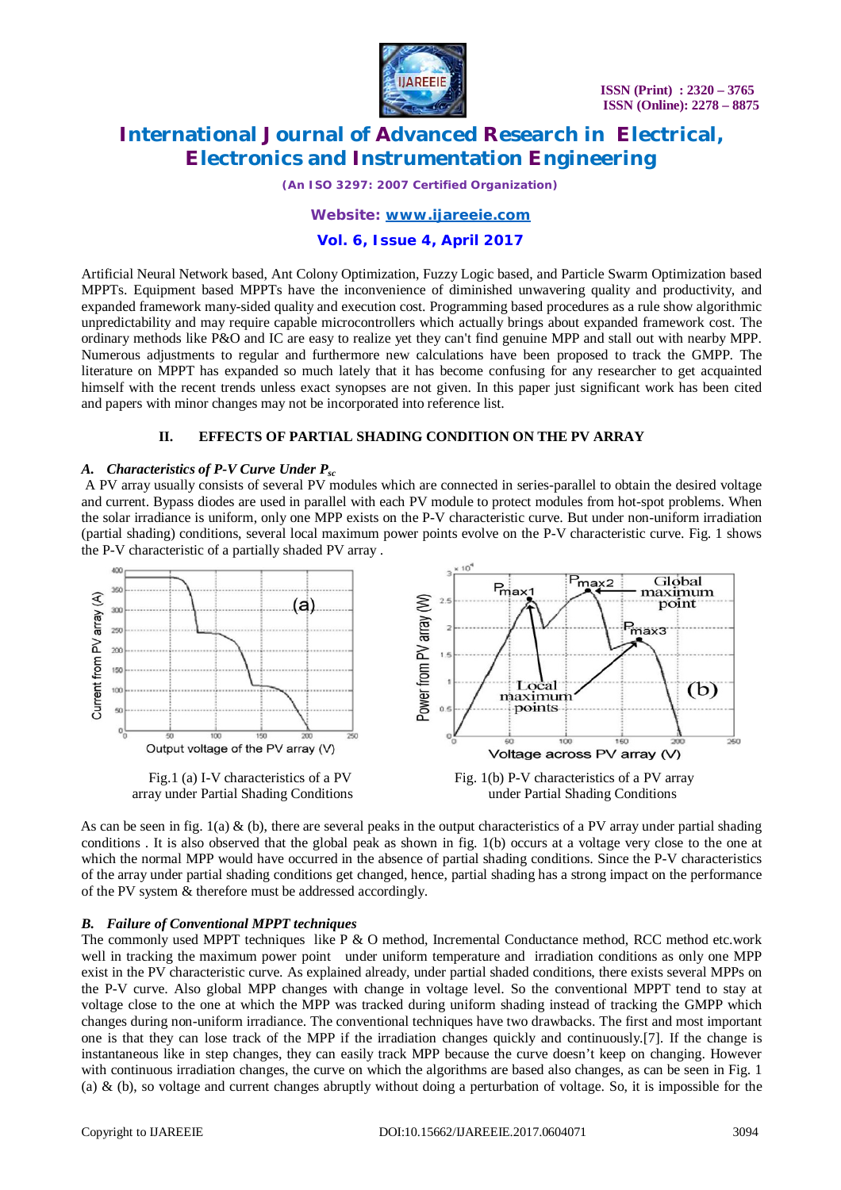Artificial Neural Network based, Ant Colony Optimization, Fuzzy Logic based, and Particle Swarm Optimization based MPPTs. Equipment based MPPTs have the inconvenience of diminished unwavering quality and productivity, and expanded framework many-sided quality and execution cost. Programming based procedures as a rule show algorithmic unpredictability and may require capable microcontrollers which actually brings about expanded framework cost. The ordinary methods like P&O and IC are easy to realize yet they can't find genuine MPP and stall out with nearby MPP. Numerous adjustments to regular and furthermore new calculations have been proposed to track the GMPP. The literature on MPPT has expanded so much lately that it has become confusing for any researcher to get acquainted himself with the recent trends unless exact synopses are not given. In this paper just significant work has been cited and papers with minor changes may not be incorporated into reference list.

## II. EFFECTS OF PARTIAL SHADING CONDITION ON THE PV ARRAY

### *A. Characteristics of P-V Curve Under $P_{sc}$*

A PV array usually consists of several PV modules which are connected in series-parallel to obtain the desired voltage and current. Bypass diodes are used in parallel with each PV module to protect modules from hot-spot problems. When the solar irradiance is uniform, only one MPP exists on the P-V characteristic curve. But under non-uniform irradiation (partial shading) conditions, several local maximum power points evolve on the P-V characteristic curve. Fig. 1 shows the P-V characteristic of a partially shaded PV array .

Fig.1 (a) I-V characteristics of a PV array under Partial Shading Conditions

Fig. 1(b) P-V characteristics of a PV array under Partial Shading Conditions

As can be seen in fig. 1(a) & (b), there are several peaks in the output characteristics of a PV array under partial shading conditions . It is also observed that the global peak as shown in fig. 1(b) occurs at a voltage very close to the one at which the normal MPP would have occurred in the absence of partial shading conditions. Since the P-V characteristics of the array under partial shading conditions get changed, hence, partial shading has a strong impact on the performance of the PV system & therefore must be addressed accordingly.

### *B. Failure of Conventional MPPT techniques*

The commonly used MPPT techniques like P & O method, Incremental Conductance method, RCC method etc.work well in tracking the maximum power point under uniform temperature and irradiation conditions as only one MPP exist in the PV characteristic curve. As explained already, under partial shaded conditions, there exists several MPPs on the P-V curve. Also global MPP changes with change in voltage level. So the conventional MPPT tend to stay at voltage close to the one at which the MPP was tracked during uniform shading instead of tracking the GMPP which changes during non-uniform irradiance. The conventional techniques have two drawbacks. The first and most important one is that they can lose track of the MPP if the irradiation changes quickly and continuously.[7]. If the change is instantaneous like in step changes, they can easily track MPP because the curve doesn't keep on changing. However with continuous irradiation changes, the curve on which the algorithms are based also changes, as can be seen in Fig. 1 (a) & (b), so voltage and current changes abruptly without doing a perturbation of voltage. So, it is impossible for the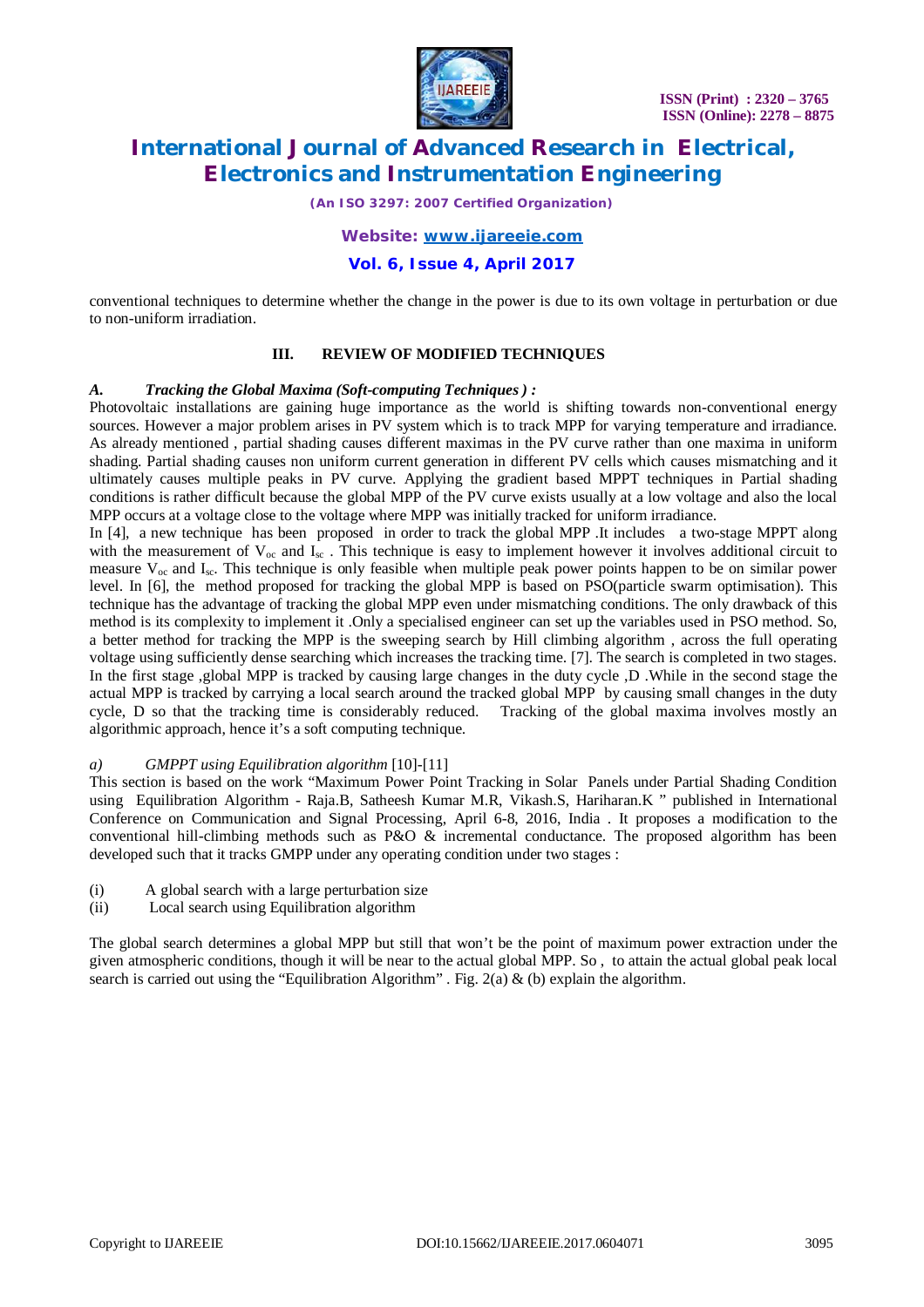conventional techniques to determine whether the change in the power is due to its own voltage in perturbation or due to non-uniform irradiation.

## III. REVIEW OF MODIFIED TECHNIQUES

### *A. Tracking the Global Maxima (Soft-computing Techniques ) :*

Photovoltaic installations are gaining huge importance as the world is shifting towards non-conventional energy sources. However a major problem arises in PV system which is to track MPP for varying temperature and irradiance. As already mentioned , partial shading causes different maximas in the PV curve rather than one maxima in uniform shading. Partial shading causes non uniform current generation in different PV cells which causes mismatching and it ultimately causes multiple peaks in PV curve. Applying the gradient based MPPT techniques in Partial shading conditions is rather difficult because the global MPP of the PV curve exists usually at a low voltage and also the local MPP occurs at a voltage close to the voltage where MPP was initially tracked for uniform irradiance.

In [4], a new technique has been proposed in order to track the global MPP .It includes a two-stage MPPT along with the measurement of $V_{oc}$ and $I_{sc}$ . This technique is easy to implement however it involves additional circuit to measure $V_{oc}$ and $I_{sc}$. This technique is only feasible when multiple peak power points happen to be on similar power level. In [6], the method proposed for tracking the global MPP is based on PSO(particle swarm optimisation). This technique has the advantage of tracking the global MPP even under mismatching conditions. The only drawback of this method is its complexity to implement it .Only a specialised engineer can set up the variables used in PSO method. So, a better method for tracking the MPP is the sweeping search by Hill climbing algorithm , across the full operating voltage using sufficiently dense searching which increases the tracking time. [7]. The search is completed in two stages. In the first stage ,global MPP is tracked by causing large changes in the duty cycle ,D .While in the second stage the actual MPP is tracked by carrying a local search around the tracked global MPP by causing small changes in the duty cycle, D so that the tracking time is considerably reduced. Tracking of the global maxima involves mostly an algorithmic approach, hence it's a soft computing technique.

#### *a) GMPPT using Equilibration algorithm* [10]-[11]

This section is based on the work "Maximum Power Point Tracking in Solar Panels under Partial Shading Condition using Equilibration Algorithm - Raja.B, Satheesh Kumar M.R, Vikash.S, Hariharan.K " published in International Conference on Communication and Signal Processing, April 6-8, 2016, India . It proposes a modification to the conventional hill-climbing methods such as P&O & incremental conductance. The proposed algorithm has been developed such that it tracks GMPP under any operating condition under two stages :

(i) A global search with a large perturbation size
(ii) Local search using Equilibration algorithm

The global search determines a global MPP but still that won't be the point of maximum power extraction under the given atmospheric conditions, though it will be near to the actual global MPP. So , to attain the actual global peak local search is carried out using the "Equilibration Algorithm" . Fig. 2(a) & (b) explain the algorithm.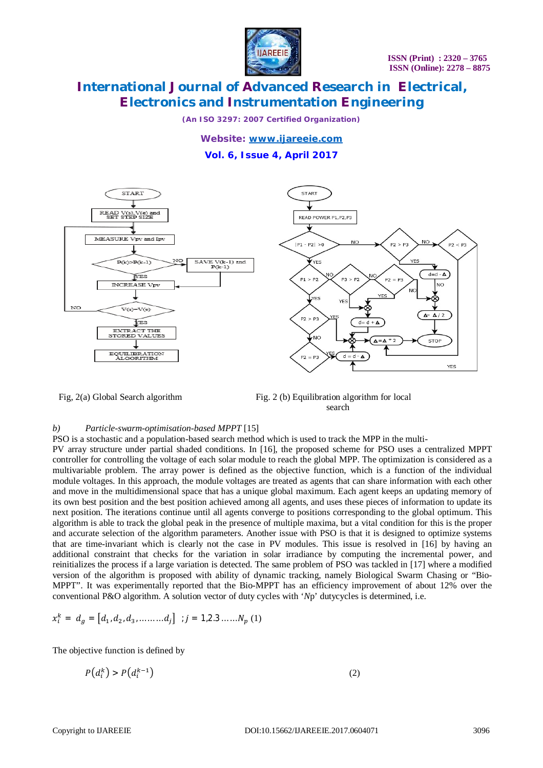Fig, 2(a) Global Search algorithm

Fig. 2 (b) Equilibration algorithm for local search

*b) Particle-swarm-optimisation-based MPPT* [15]

PSO is a stochastic and a population-based search method which is used to track the MPP in the multi-PV array structure under partial shaded conditions. In [16], the proposed scheme for PSO uses a centralized MPPT controller for controlling the voltage of each solar module to reach the global MPP. The optimization is considered as a multivariable problem. The array power is defined as the objective function, which is a function of the individual module voltages. In this approach, the module voltages are treated as agents that can share information with each other and move in the multidimensional space that has a unique global maximum. Each agent keeps an updating memory of its own best position and the best position achieved among all agents, and uses these pieces of information to update its next position. The iterations continue until all agents converge to positions corresponding to the global optimum. This algorithm is able to track the global peak in the presence of multiple maxima, but a vital condition for this is the proper and accurate selection of the algorithm parameters. Another issue with PSO is that it is designed to optimize systems that are time-invariant which is clearly not the case in PV modules. This issue is resolved in [16] by having an additional constraint that checks for the variation in solar irradiance by computing the incremental power, and reinitializes the process if a large variation is detected. The same problem of PSO was tackled in [17] where a modified version of the algorithm is proposed with ability of dynamic tracking, namely Biological Swarm Chasing or "Bio-MPPT". It was experimentally reported that the Bio-MPPT has an efficiency improvement of about 12% over the conventional P&O algorithm. A solution vector of duty cycles with '$N$p' dutycycles is determined, i.e.

$$x_i^k = d_g = [d_1, d_2, d_3, \ldots\ldots\ldots d_j] \;\; ; j = 1,2.3 \ldots\ldots N_p \quad (1)$$

The objective function is defined by

$$P(d_i^k) > P(d_i^{k-1}) \quad (2)$$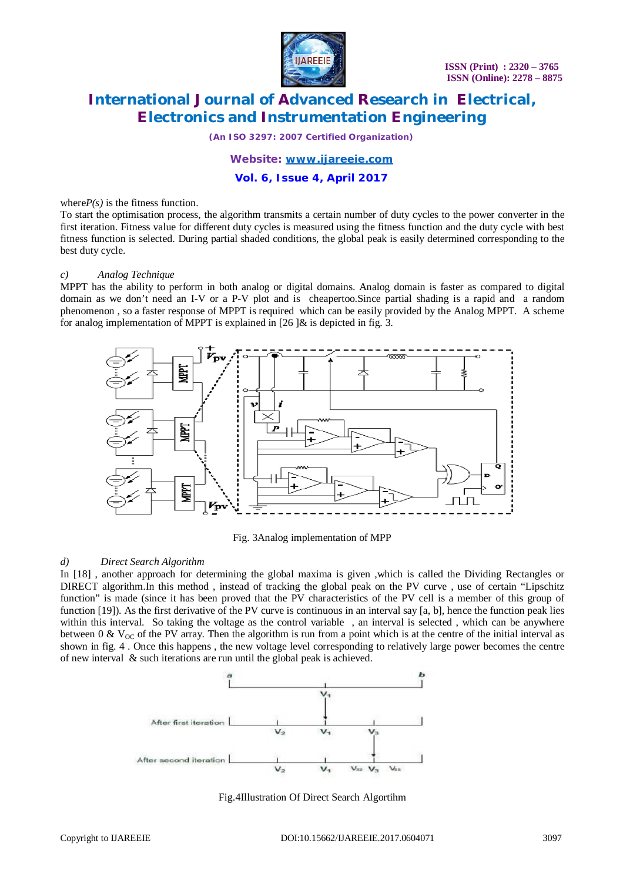where $P(s)$ is the fitness function.

To start the optimisation process, the algorithm transmits a certain number of duty cycles to the power converter in the first iteration. Fitness value for different duty cycles is measured using the fitness function and the duty cycle with best fitness function is selected. During partial shaded conditions, the global peak is easily determined corresponding to the best duty cycle.

*c) Analog Technique*

MPPT has the ability to perform in both analog or digital domains. Analog domain is faster as compared to digital domain as we don't need an I-V or a P-V plot and is cheapertoo.Since partial shading is a rapid and a random phenomenon , so a faster response of MPPT is required which can be easily provided by the Analog MPPT. A scheme for analog implementation of MPPT is explained in [26 ]& is depicted in fig. 3.

Fig. 3Analog implementation of MPP

*d) Direct Search Algorithm*

In [18] , another approach for determining the global maxima is given ,which is called the Dividing Rectangles or DIRECT algorithm.In this method , instead of tracking the global peak on the PV curve , use of certain "Lipschitz function" is made (since it has been proved that the PV characteristics of the PV cell is a member of this group of function [19]). As the first derivative of the PV curve is continuous in an interval say [a, b], hence the function peak lies within this interval. So taking the voltage as the control variable , an interval is selected , which can be anywhere between 0 & $V_{OC}$ of the PV array. Then the algorithm is run from a point which is at the centre of the initial interval as shown in fig. 4 . Once this happens , the new voltage level corresponding to relatively large power becomes the centre of new interval & such iterations are run until the global peak is achieved.

Fig.4Illustration Of Direct Search Algortihm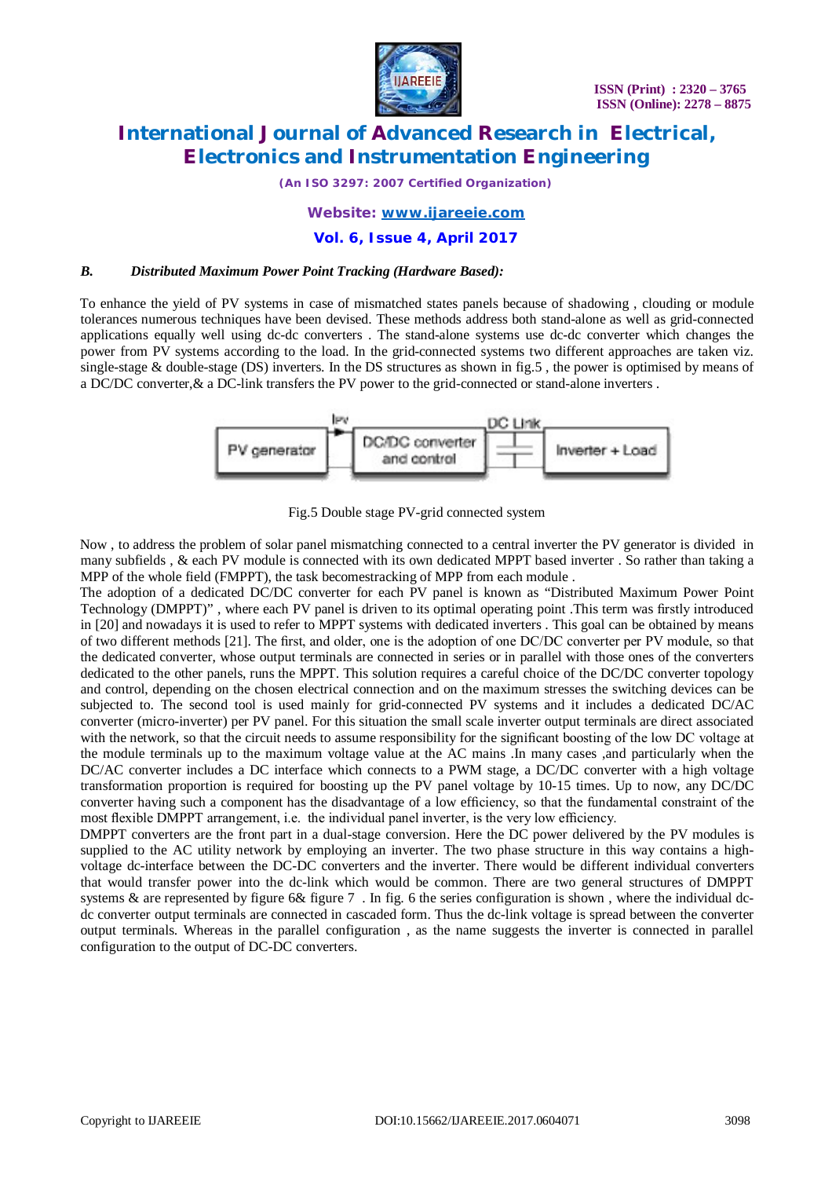### *B. Distributed Maximum Power Point Tracking (Hardware Based):*

To enhance the yield of PV systems in case of mismatched states panels because of shadowing , clouding or module tolerances numerous techniques have been devised. These methods address both stand-alone as well as grid-connected applications equally well using dc-dc converters . The stand-alone systems use dc-dc converter which changes the power from PV systems according to the load. In the grid-connected systems two different approaches are taken viz. single-stage & double-stage (DS) inverters. In the DS structures as shown in fig.5 , the power is optimised by means of a DC/DC converter,& a DC-link transfers the PV power to the grid-connected or stand-alone inverters .

Fig.5 Double stage PV-grid connected system

Now , to address the problem of solar panel mismatching connected to a central inverter the PV generator is divided in many subfields , & each PV module is connected with its own dedicated MPPT based inverter . So rather than taking a MPP of the whole field (FMPPT), the task becomestracking of MPP from each module .

The adoption of a dedicated DC/DC converter for each PV panel is known as "Distributed Maximum Power Point Technology (DMPPT)" , where each PV panel is driven to its optimal operating point .This term was firstly introduced in [20] and nowadays it is used to refer to MPPT systems with dedicated inverters . This goal can be obtained by means of two different methods [21]. The first, and older, one is the adoption of one DC/DC converter per PV module, so that the dedicated converter, whose output terminals are connected in series or in parallel with those ones of the converters dedicated to the other panels, runs the MPPT. This solution requires a careful choice of the DC/DC converter topology and control, depending on the chosen electrical connection and on the maximum stresses the switching devices can be subjected to. The second tool is used mainly for grid-connected PV systems and it includes a dedicated DC/AC converter (micro-inverter) per PV panel. For this situation the small scale inverter output terminals are direct associated with the network, so that the circuit needs to assume responsibility for the significant boosting of the low DC voltage at the module terminals up to the maximum voltage value at the AC mains .In many cases ,and particularly when the DC/AC converter includes a DC interface which connects to a PWM stage, a DC/DC converter with a high voltage transformation proportion is required for boosting up the PV panel voltage by 10-15 times. Up to now, any DC/DC converter having such a component has the disadvantage of a low efficiency, so that the fundamental constraint of the most flexible DMPPT arrangement, i.e. the individual panel inverter, is the very low efficiency.

DMPPT converters are the front part in a dual-stage conversion. Here the DC power delivered by the PV modules is supplied to the AC utility network by employing an inverter. The two phase structure in this way contains a high-voltage dc-interface between the DC-DC converters and the inverter. There would be different individual converters that would transfer power into the dc-link which would be common. There are two general structures of DMPPT systems & are represented by figure 6& figure 7 . In fig. 6 the series configuration is shown , where the individual dc-dc converter output terminals are connected in cascaded form. Thus the dc-link voltage is spread between the converter output terminals. Whereas in the parallel configuration , as the name suggests the inverter is connected in parallel configuration to the output of DC-DC converters.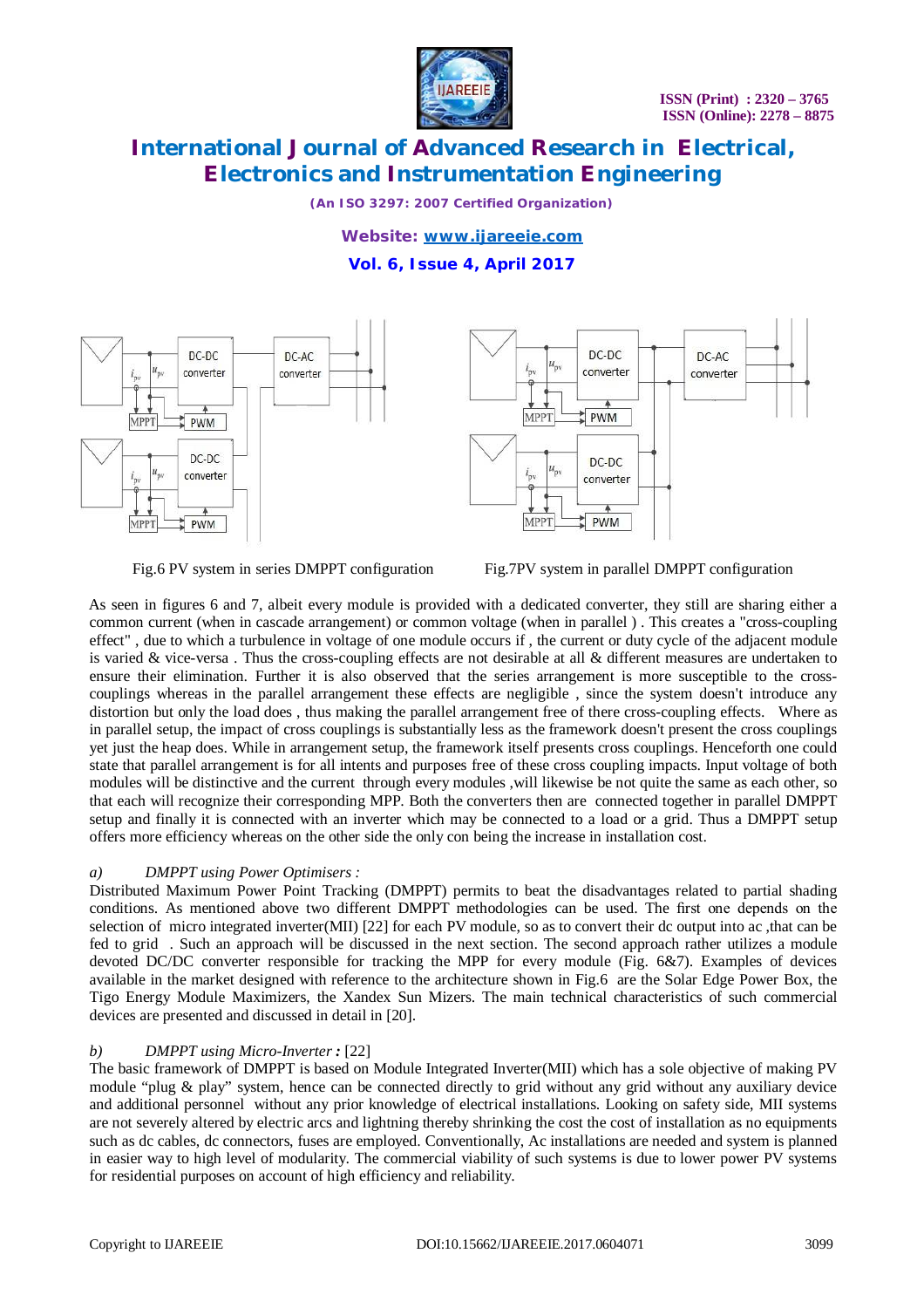Fig.6 PV system in series DMPPT configuration

Fig.7PV system in parallel DMPPT configuration

As seen in figures 6 and 7, albeit every module is provided with a dedicated converter, they still are sharing either a common current (when in cascade arrangement) or common voltage (when in parallel ) . This creates a "cross-coupling effect" , due to which a turbulence in voltage of one module occurs if , the current or duty cycle of the adjacent module is varied & vice-versa . Thus the cross-coupling effects are not desirable at all & different measures are undertaken to ensure their elimination. Further it is also observed that the series arrangement is more susceptible to the cross-couplings whereas in the parallel arrangement these effects are negligible , since the system doesn't introduce any distortion but only the load does , thus making the parallel arrangement free of there cross-coupling effects. Where as in parallel setup, the impact of cross couplings is substantially less as the framework doesn't present the cross couplings yet just the heap does. While in arrangement setup, the framework itself presents cross couplings. Henceforth one could state that parallel arrangement is for all intents and purposes free of these cross coupling impacts. Input voltage of both modules will be distinctive and the current through every modules ,will likewise be not quite the same as each other, so that each will recognize their corresponding MPP. Both the converters then are connected together in parallel DMPPT setup and finally it is connected with an inverter which may be connected to a load or a grid. Thus a DMPPT setup offers more efficiency whereas on the other side the only con being the increase in installation cost.

*a) DMPPT using Power Optimisers :*

Distributed Maximum Power Point Tracking (DMPPT) permits to beat the disadvantages related to partial shading conditions. As mentioned above two different DMPPT methodologies can be used. The first one depends on the selection of micro integrated inverter(MII) [22] for each PV module, so as to convert their dc output into ac ,that can be fed to grid . Such an approach will be discussed in the next section. The second approach rather utilizes a module devoted DC/DC converter responsible for tracking the MPP for every module (Fig. 6&7). Examples of devices available in the market designed with reference to the architecture shown in Fig.6 are the Solar Edge Power Box, the Tigo Energy Module Maximizers, the Xandex Sun Mizers. The main technical characteristics of such commercial devices are presented and discussed in detail in [20].

*b) DMPPT using Micro-Inverter* ***:*** [22]

The basic framework of DMPPT is based on Module Integrated Inverter(MII) which has a sole objective of making PV module "plug & play" system, hence can be connected directly to grid without any grid without any auxiliary device and additional personnel without any prior knowledge of electrical installations. Looking on safety side, MII systems are not severely altered by electric arcs and lightning thereby shrinking the cost the cost of installation as no equipments such as dc cables, dc connectors, fuses are employed. Conventionally, Ac installations are needed and system is planned in easier way to high level of modularity. The commercial viability of such systems is due to lower power PV systems for residential purposes on account of high efficiency and reliability.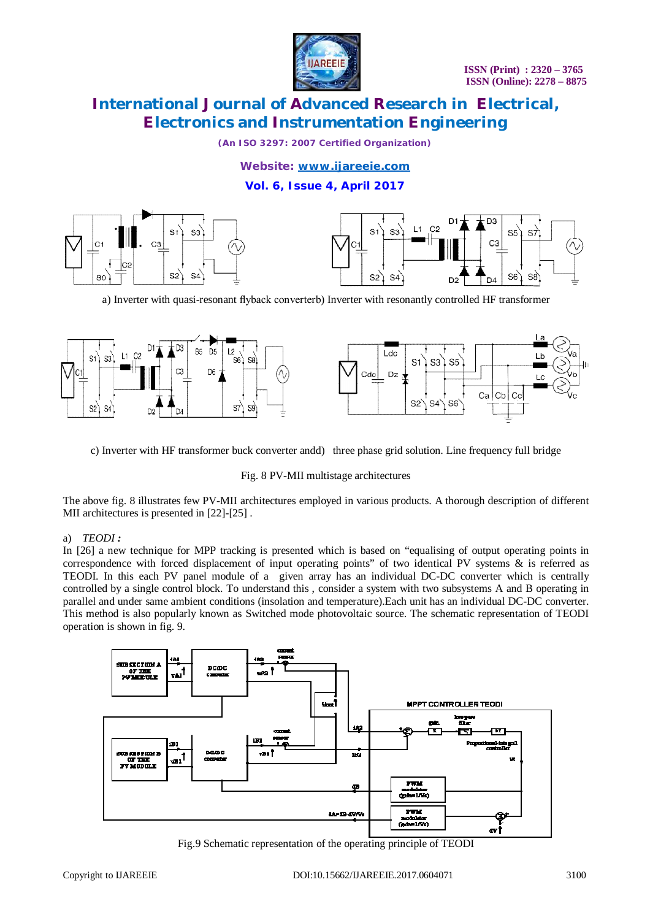a) Inverter with quasi-resonant flyback converterb) Inverter with resonantly controlled HF transformer

c) Inverter with HF transformer buck converter andd)   three phase grid solution. Line frequency full bridge

Fig. 8 PV-MII multistage architectures

The above fig. 8 illustrates few PV-MII architectures employed in various products. A thorough description of different MII architectures is presented in [22]-[25] .

a)   *TEODI :*

In [26] a new technique for MPP tracking is presented which is based on "equalising of output operating points in correspondence with forced displacement of input operating points" of two identical PV systems & is referred as TEODI. In this each PV panel module of a  given array has an individual DC-DC converter which is centrally controlled by a single control block. To understand this , consider a system with two subsystems A and B operating in parallel and under same ambient conditions (insolation and temperature).Each unit has an individual DC-DC converter. This method is also popularly known as Switched mode photovoltaic source. The schematic representation of TEODI operation is shown in fig. 9.

Fig.9 Schematic representation of the operating principle of TEODI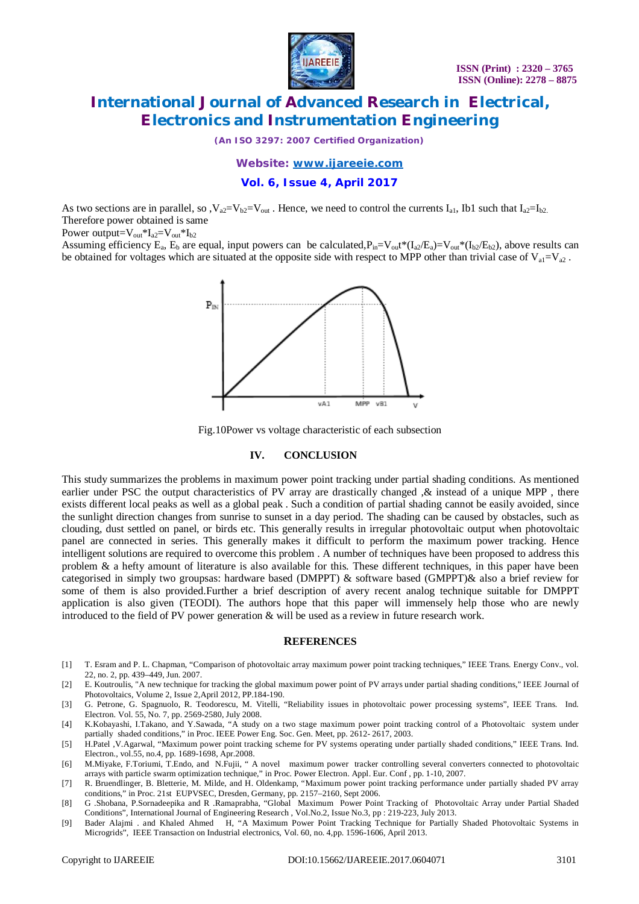As two sections are in parallel, so ,$V_{a2}=V_{b2}=V_{out}$ . Hence, we need to control the currents $I_{a1}$, Ib1 such that $I_{a2}=I_{b2}$. Therefore power obtained is same

Power output=$V_{out}*I_{a2}=V_{out}*I_{b2}$

Assuming efficiency $E_a$, $E_b$ are equal, input powers can be calculated,$P_{in}=V_{out}*(I_{a2}/E_a)=V_{out}*(I_{b2}/E_{b2})$, above results can be obtained for voltages which are situated at the opposite side with respect to MPP other than trivial case of $V_{a1}=V_{a2}$ .

Fig.10Power vs voltage characteristic of each subsection

## IV. CONCLUSION

This study summarizes the problems in maximum power point tracking under partial shading conditions. As mentioned earlier under PSC the output characteristics of PV array are drastically changed ,& instead of a unique MPP , there exists different local peaks as well as a global peak . Such a condition of partial shading cannot be easily avoided, since the sunlight direction changes from sunrise to sunset in a day period. The shading can be caused by obstacles, such as clouding, dust settled on panel, or birds etc. This generally results in irregular photovoltaic output when photovoltaic panel are connected in series. This generally makes it difficult to perform the maximum power tracking. Hence intelligent solutions are required to overcome this problem . A number of techniques have been proposed to address this problem & a hefty amount of literature is also available for this. These different techniques, in this paper have been categorised in simply two groupsas: hardware based (DMPPT) & software based (GMPPT)& also a brief review for some of them is also provided.Further a brief description of avery recent analog technique suitable for DMPPT application is also given (TEODI). The authors hope that this paper will immensely help those who are newly introduced to the field of PV power generation & will be used as a review in future research work.

## REFERENCES

[1] T. Esram and P. L. Chapman, "Comparison of photovoltaic array maximum power point tracking techniques," IEEE Trans. Energy Conv., vol. 22, no. 2, pp. 439–449, Jun. 2007.

[2] E. Koutroulis, "A new technique for tracking the global maximum power point of PV arrays under partial shading conditions," IEEE Journal of Photovoltaics, Volume 2, Issue 2,April 2012, PP.184-190.

[3] G. Petrone, G. Spagnuolo, R. Teodorescu, M. Vitelli, "Reliability issues in photovoltaic power processing systems", IEEE Trans. Ind. Electron. Vol. 55, No. 7, pp. 2569-2580, July 2008.

[4] K.Kobayashi, I.Takano, and Y.Sawada, "A study on a two stage maximum power point tracking control of a Photovoltaic system under partially shaded conditions," in Proc. IEEE Power Eng. Soc. Gen. Meet, pp. 2612- 2617, 2003.

[5] H.Patel ,V.Agarwal, "Maximum power point tracking scheme for PV systems operating under partially shaded conditions," IEEE Trans. Ind. Electron., vol.55, no.4, pp. 1689-1698, Apr.2008.

[6] M.Miyake, F.Toriumi, T.Endo, and N.Fujii, " A novel maximum power tracker controlling several converters connected to photovoltaic arrays with particle swarm optimization technique," in Proc. Power Electron. Appl. Eur. Conf , pp. 1-10, 2007.

[7] R. Bruendlinger, B. Bletterie, M. Milde, and H. Oldenkamp, "Maximum power point tracking performance under partially shaded PV array conditions," in Proc. 21st EUPVSEC, Dresden, Germany, pp. 2157–2160, Sept 2006.

[8] G .Shobana, P.Sornadeepika and R .Ramaprabha, "Global Maximum Power Point Tracking of Photovoltaic Array under Partial Shaded Conditions", International Journal of Engineering Research , Vol.No.2, Issue No.3, pp : 219-223, July 2013.

[9] Bader Alajmi . and Khaled Ahmed H, "A Maximum Power Point Tracking Technique for Partially Shaded Photovoltaic Systems in Microgrids", IEEE Transaction on Industrial electronics, Vol. 60, no. 4,pp. 1596-1606, April 2013.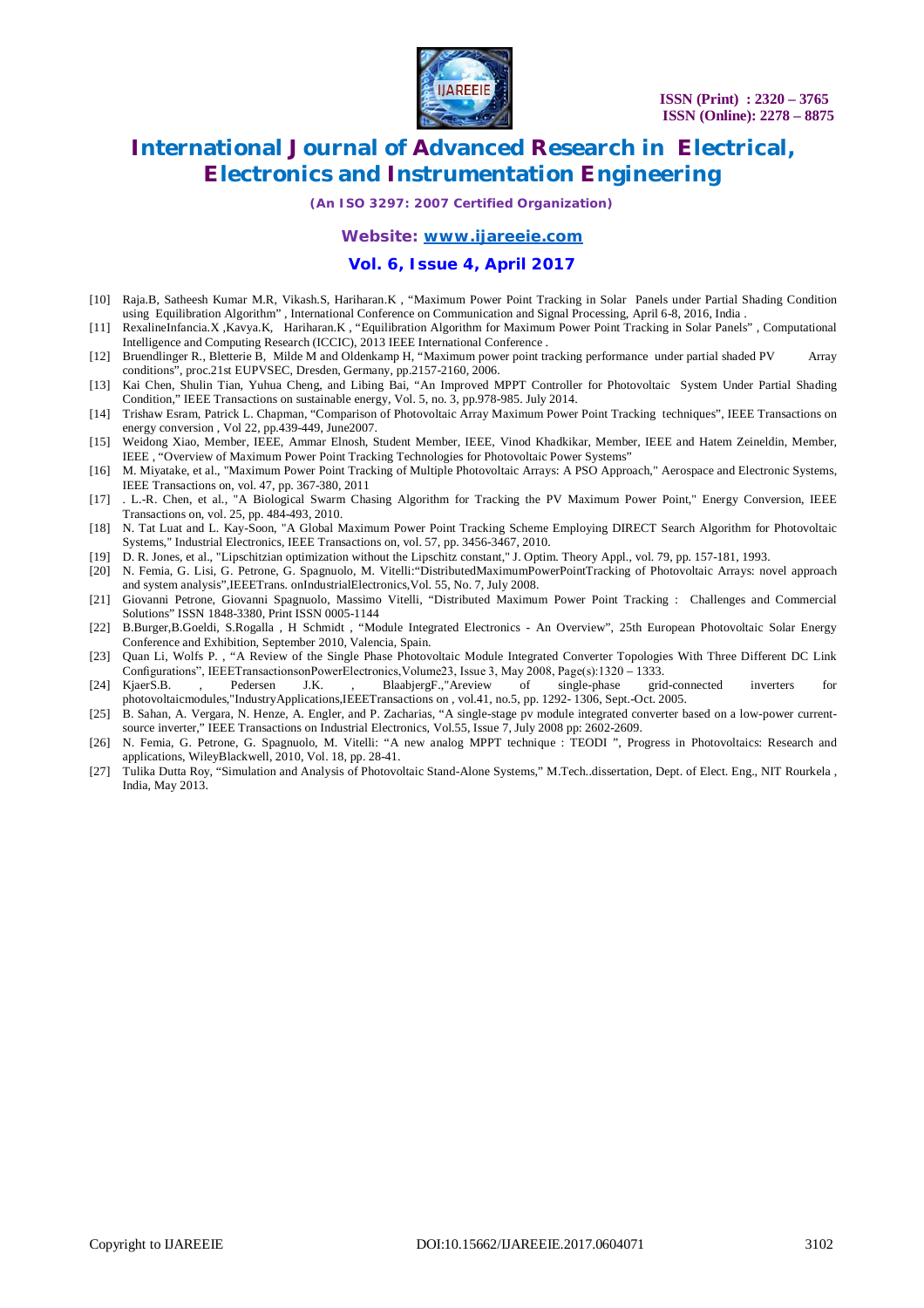[10] Raja.B, Satheesh Kumar M.R, Vikash.S, Hariharan.K , "Maximum Power Point Tracking in Solar Panels under Partial Shading Condition using Equilibration Algorithm" , International Conference on Communication and Signal Processing, April 6-8, 2016, India .

[11] RexalineInfancia.X ,Kavya.K, Hariharan.K , "Equilibration Algorithm for Maximum Power Point Tracking in Solar Panels" , Computational Intelligence and Computing Research (ICCIC), 2013 IEEE International Conference .

[12] Bruendlinger R., Bletterie B, Milde M and Oldenkamp H, "Maximum power point tracking performance under partial shaded PV Array conditions", proc.21st EUPVSEC, Dresden, Germany, pp.2157-2160, 2006.

[13] Kai Chen, Shulin Tian, Yuhua Cheng, and Libing Bai, "An Improved MPPT Controller for Photovoltaic System Under Partial Shading Condition," IEEE Transactions on sustainable energy, Vol. 5, no. 3, pp.978-985. July 2014.

[14] Trishaw Esram, Patrick L. Chapman, "Comparison of Photovoltaic Array Maximum Power Point Tracking techniques", IEEE Transactions on energy conversion , Vol 22, pp.439-449, June2007.

[15] Weidong Xiao, Member, IEEE, Ammar Elnosh, Student Member, IEEE, Vinod Khadkikar, Member, IEEE and Hatem Zeineldin, Member, IEEE , "Overview of Maximum Power Point Tracking Technologies for Photovoltaic Power Systems"

[16] M. Miyatake, et al., "Maximum Power Point Tracking of Multiple Photovoltaic Arrays: A PSO Approach," Aerospace and Electronic Systems, IEEE Transactions on, vol. 47, pp. 367-380, 2011

[17] . L.-R. Chen, et al., "A Biological Swarm Chasing Algorithm for Tracking the PV Maximum Power Point," Energy Conversion, IEEE Transactions on, vol. 25, pp. 484-493, 2010.

[18] N. Tat Luat and L. Kay-Soon, "A Global Maximum Power Point Tracking Scheme Employing DIRECT Search Algorithm for Photovoltaic Systems," Industrial Electronics, IEEE Transactions on, vol. 57, pp. 3456-3467, 2010.

[19] D. R. Jones, et al., "Lipschitzian optimization without the Lipschitz constant," J. Optim. Theory Appl., vol. 79, pp. 157-181, 1993.

[20] N. Femia, G. Lisi, G. Petrone, G. Spagnuolo, M. Vitelli:"DistributedMaximumPowerPointTracking of Photovoltaic Arrays: novel approach and system analysis",IEEETrans. onIndustrialElectronics,Vol. 55, No. 7, July 2008.

[21] Giovanni Petrone, Giovanni Spagnuolo, Massimo Vitelli, "Distributed Maximum Power Point Tracking : Challenges and Commercial Solutions" ISSN 1848-3380, Print ISSN 0005-1144

[22] B.Burger,B.Goeldi, S.Rogalla , H Schmidt , "Module Integrated Electronics - An Overview", 25th European Photovoltaic Solar Energy Conference and Exhibition, September 2010, Valencia, Spain.

[23] Quan Li, Wolfs P. , "A Review of the Single Phase Photovoltaic Module Integrated Converter Topologies With Three Different DC Link Configurations", IEEETransactionsonPowerElectronics,Volume23, Issue 3, May 2008, Page(s):1320 – 1333.

[24] KjaerS.B. , Pedersen J.K. , BlaabjergF.,"Areview of single-phase grid-connected inverters for photovoltaicmodules,"IndustryApplications,IEEETransactions on , vol.41, no.5, pp. 1292- 1306, Sept.-Oct. 2005.

[25] B. Sahan, A. Vergara, N. Henze, A. Engler, and P. Zacharias, "A single-stage pv module integrated converter based on a low-power current-source inverter," IEEE Transactions on Industrial Electronics, Vol.55, Issue 7, July 2008 pp: 2602-2609.

[26] N. Femia, G. Petrone, G. Spagnuolo, M. Vitelli: "A new analog MPPT technique : TEODI ", Progress in Photovoltaics: Research and applications, WileyBlackwell, 2010, Vol. 18, pp. 28-41.

[27] Tulika Dutta Roy, "Simulation and Analysis of Photovoltaic Stand-Alone Systems," M.Tech..dissertation, Dept. of Elect. Eng., NIT Rourkela , India, May 2013.